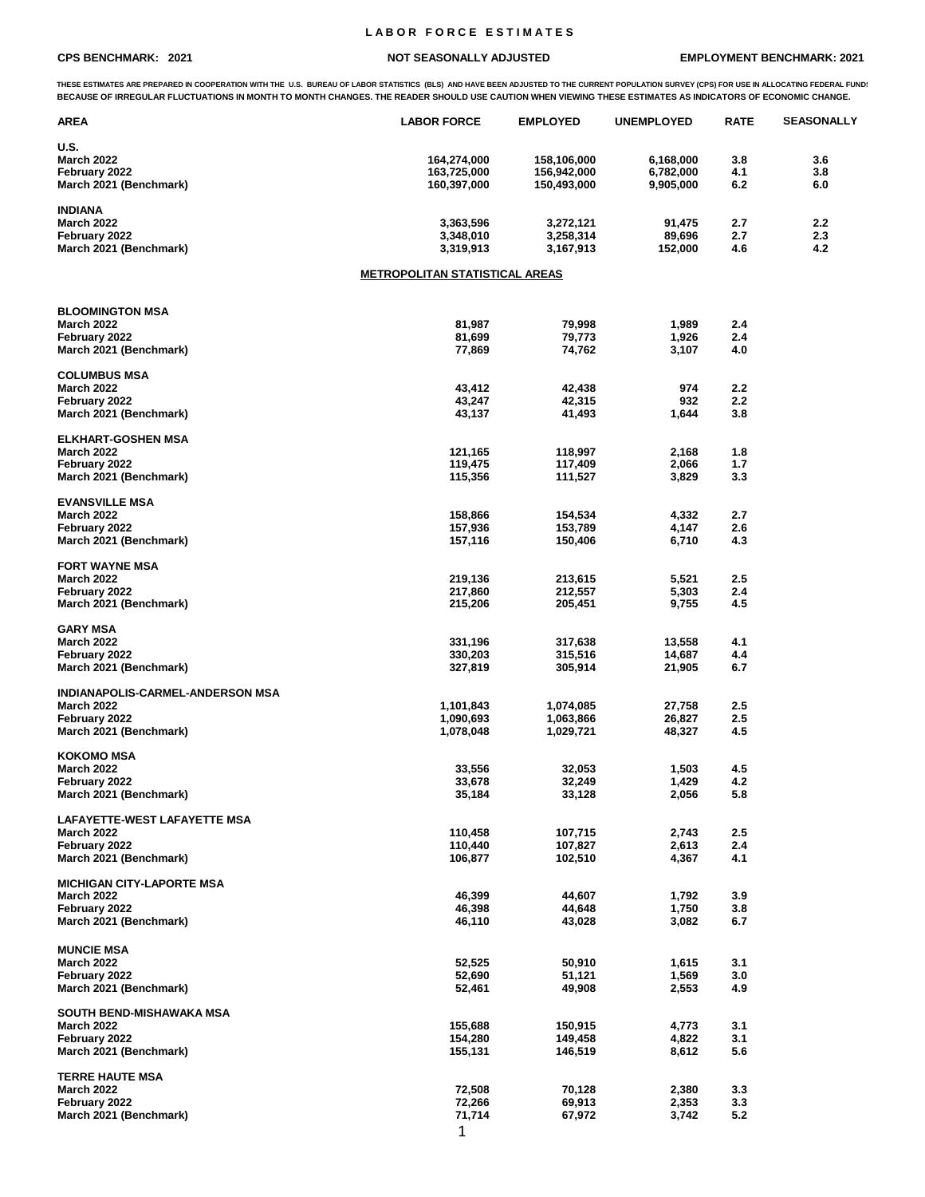# L A B O R   F O R C E   E S T I M A T E S

**CPS BENCHMARK: 2021** | **NOT SEASONALLY ADJUSTED** | **EMPLOYMENT BENCHMARK: 2021**

**THESE ESTIMATES ARE PREPARED IN COOPERATION WITH THE U.S. BUREAU OF LABOR STATISTICS (BLS) AND HAVE BEEN ADJUSTED TO THE CURRENT POPULATION SURVEY (CPS) FOR USE IN ALLOCATING FEDERAL FUNDS BECAUSE OF IRREGULAR FLUCTUATIONS IN MONTH TO MONTH CHANGES. THE READER SHOULD USE CAUTION WHEN VIEWING THESE ESTIMATES AS INDICATORS OF ECONOMIC CHANGE.**

| AREA | LABOR FORCE | EMPLOYED | UNEMPLOYED | RATE | SEASONALLY |
|---|---|---|---|---|---|
| **U.S.** | | | | | |
| March 2022 | 164,274,000 | 158,106,000 | 6,168,000 | 3.8 | 3.6 |
| February 2022 | 163,725,000 | 156,942,000 | 6,782,000 | 4.1 | 3.8 |
| March 2021 (Benchmark) | 160,397,000 | 150,493,000 | 9,905,000 | 6.2 | 6.0 |
| **INDIANA** | | | | | |
| March 2022 | 3,363,596 | 3,272,121 | 91,475 | 2.7 | 2.2 |
| February 2022 | 3,348,010 | 3,258,314 | 89,696 | 2.7 | 2.3 |
| March 2021 (Benchmark) | 3,319,913 | 3,167,913 | 152,000 | 4.6 | 4.2 |

## METROPOLITAN STATISTICAL AREAS

| AREA | LABOR FORCE | EMPLOYED | UNEMPLOYED | RATE |
|---|---|---|---|---|
| **BLOOMINGTON MSA** | | | | |
| March 2022 | 81,987 | 79,998 | 1,989 | 2.4 |
| February 2022 | 81,699 | 79,773 | 1,926 | 2.4 |
| March 2021 (Benchmark) | 77,869 | 74,762 | 3,107 | 4.0 |
| **COLUMBUS MSA** | | | | |
| March 2022 | 43,412 | 42,438 | 974 | 2.2 |
| February 2022 | 43,247 | 42,315 | 932 | 2.2 |
| March 2021 (Benchmark) | 43,137 | 41,493 | 1,644 | 3.8 |
| **ELKHART-GOSHEN MSA** | | | | |
| March 2022 | 121,165 | 118,997 | 2,168 | 1.8 |
| February 2022 | 119,475 | 117,409 | 2,066 | 1.7 |
| March 2021 (Benchmark) | 115,356 | 111,527 | 3,829 | 3.3 |
| **EVANSVILLE MSA** | | | | |
| March 2022 | 158,866 | 154,534 | 4,332 | 2.7 |
| February 2022 | 157,936 | 153,789 | 4,147 | 2.6 |
| March 2021 (Benchmark) | 157,116 | 150,406 | 6,710 | 4.3 |
| **FORT WAYNE MSA** | | | | |
| March 2022 | 219,136 | 213,615 | 5,521 | 2.5 |
| February 2022 | 217,860 | 212,557 | 5,303 | 2.4 |
| March 2021 (Benchmark) | 215,206 | 205,451 | 9,755 | 4.5 |
| **GARY MSA** | | | | |
| March 2022 | 331,196 | 317,638 | 13,558 | 4.1 |
| February 2022 | 330,203 | 315,516 | 14,687 | 4.4 |
| March 2021 (Benchmark) | 327,819 | 305,914 | 21,905 | 6.7 |
| **INDIANAPOLIS-CARMEL-ANDERSON MSA** | | | | |
| March 2022 | 1,101,843 | 1,074,085 | 27,758 | 2.5 |
| February 2022 | 1,090,693 | 1,063,866 | 26,827 | 2.5 |
| March 2021 (Benchmark) | 1,078,048 | 1,029,721 | 48,327 | 4.5 |
| **KOKOMO MSA** | | | | |
| March 2022 | 33,556 | 32,053 | 1,503 | 4.5 |
| February 2022 | 33,678 | 32,249 | 1,429 | 4.2 |
| March 2021 (Benchmark) | 35,184 | 33,128 | 2,056 | 5.8 |
| **LAFAYETTE-WEST LAFAYETTE MSA** | | | | |
| March 2022 | 110,458 | 107,715 | 2,743 | 2.5 |
| February 2022 | 110,440 | 107,827 | 2,613 | 2.4 |
| March 2021 (Benchmark) | 106,877 | 102,510 | 4,367 | 4.1 |
| **MICHIGAN CITY-LAPORTE MSA** | | | | |
| March 2022 | 46,399 | 44,607 | 1,792 | 3.9 |
| February 2022 | 46,398 | 44,648 | 1,750 | 3.8 |
| March 2021 (Benchmark) | 46,110 | 43,028 | 3,082 | 6.7 |
| **MUNCIE MSA** | | | | |
| March 2022 | 52,525 | 50,910 | 1,615 | 3.1 |
| February 2022 | 52,690 | 51,121 | 1,569 | 3.0 |
| March 2021 (Benchmark) | 52,461 | 49,908 | 2,553 | 4.9 |
| **SOUTH BEND-MISHAWAKA MSA** | | | | |
| March 2022 | 155,688 | 150,915 | 4,773 | 3.1 |
| February 2022 | 154,280 | 149,458 | 4,822 | 3.1 |
| March 2021 (Benchmark) | 155,131 | 146,519 | 8,612 | 5.6 |
| **TERRE HAUTE MSA** | | | | |
| March 2022 | 72,508 | 70,128 | 2,380 | 3.3 |
| February 2022 | 72,266 | 69,913 | 2,353 | 3.3 |
| March 2021 (Benchmark) | 71,714 | 67,972 | 3,742 | 5.2 |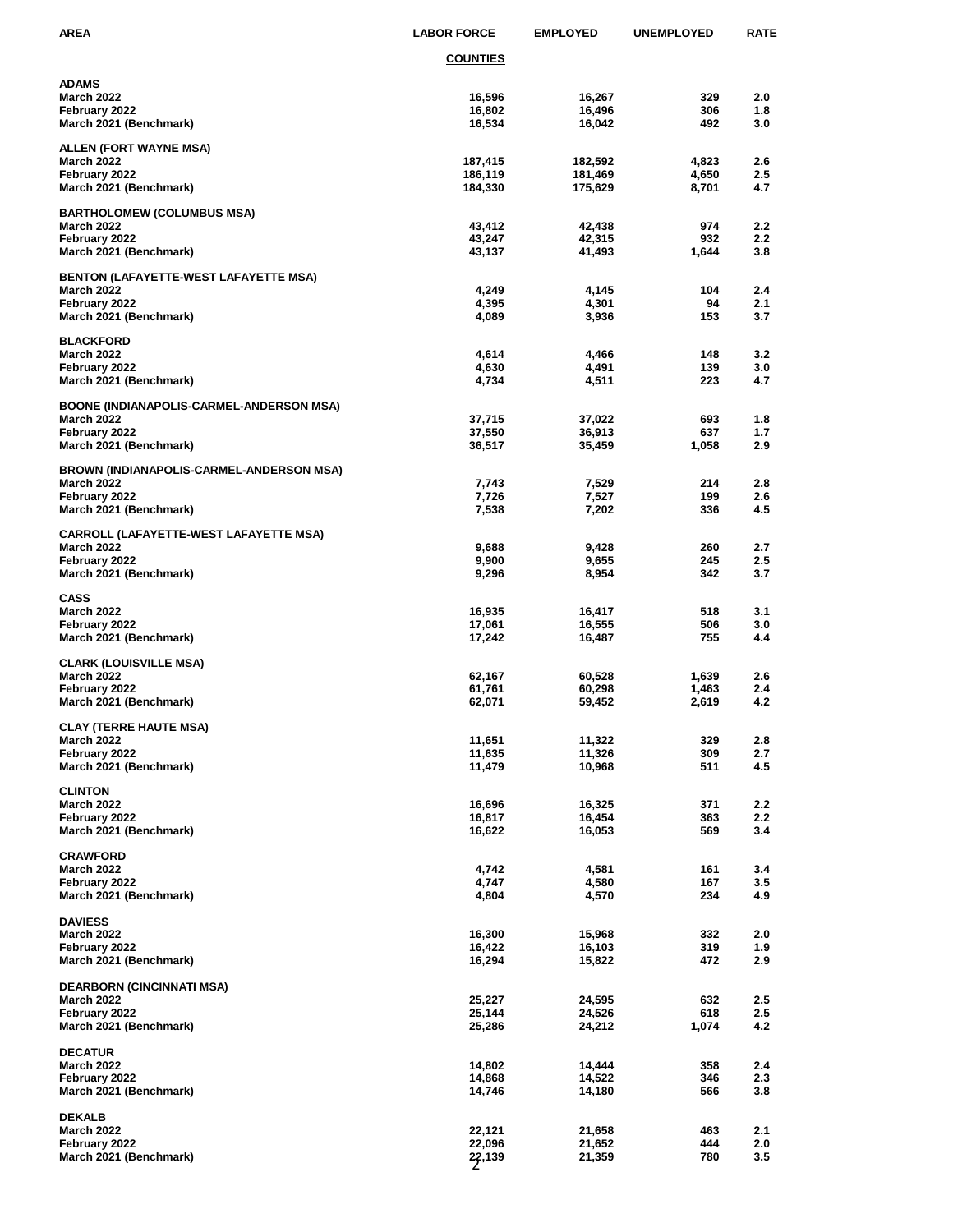| AREA | LABOR FORCE | EMPLOYED | UNEMPLOYED | RATE |
|---|---|---|---|---|
| | **COUNTIES** | | | |
| **ADAMS** | | | | |
| March 2022 | 16,596 | 16,267 | 329 | 2.0 |
| February 2022 | 16,802 | 16,496 | 306 | 1.8 |
| March 2021 (Benchmark) | 16,534 | 16,042 | 492 | 3.0 |
| **ALLEN (FORT WAYNE MSA)** | | | | |
| March 2022 | 187,415 | 182,592 | 4,823 | 2.6 |
| February 2022 | 186,119 | 181,469 | 4,650 | 2.5 |
| March 2021 (Benchmark) | 184,330 | 175,629 | 8,701 | 4.7 |
| **BARTHOLOMEW (COLUMBUS MSA)** | | | | |
| March 2022 | 43,412 | 42,438 | 974 | 2.2 |
| February 2022 | 43,247 | 42,315 | 932 | 2.2 |
| March 2021 (Benchmark) | 43,137 | 41,493 | 1,644 | 3.8 |
| **BENTON (LAFAYETTE-WEST LAFAYETTE MSA)** | | | | |
| March 2022 | 4,249 | 4,145 | 104 | 2.4 |
| February 2022 | 4,395 | 4,301 | 94 | 2.1 |
| March 2021 (Benchmark) | 4,089 | 3,936 | 153 | 3.7 |
| **BLACKFORD** | | | | |
| March 2022 | 4,614 | 4,466 | 148 | 3.2 |
| February 2022 | 4,630 | 4,491 | 139 | 3.0 |
| March 2021 (Benchmark) | 4,734 | 4,511 | 223 | 4.7 |
| **BOONE (INDIANAPOLIS-CARMEL-ANDERSON MSA)** | | | | |
| March 2022 | 37,715 | 37,022 | 693 | 1.8 |
| February 2022 | 37,550 | 36,913 | 637 | 1.7 |
| March 2021 (Benchmark) | 36,517 | 35,459 | 1,058 | 2.9 |
| **BROWN (INDIANAPOLIS-CARMEL-ANDERSON MSA)** | | | | |
| March 2022 | 7,743 | 7,529 | 214 | 2.8 |
| February 2022 | 7,726 | 7,527 | 199 | 2.6 |
| March 2021 (Benchmark) | 7,538 | 7,202 | 336 | 4.5 |
| **CARROLL (LAFAYETTE-WEST LAFAYETTE MSA)** | | | | |
| March 2022 | 9,688 | 9,428 | 260 | 2.7 |
| February 2022 | 9,900 | 9,655 | 245 | 2.5 |
| March 2021 (Benchmark) | 9,296 | 8,954 | 342 | 3.7 |
| **CASS** | | | | |
| March 2022 | 16,935 | 16,417 | 518 | 3.1 |
| February 2022 | 17,061 | 16,555 | 506 | 3.0 |
| March 2021 (Benchmark) | 17,242 | 16,487 | 755 | 4.4 |
| **CLARK (LOUISVILLE MSA)** | | | | |
| March 2022 | 62,167 | 60,528 | 1,639 | 2.6 |
| February 2022 | 61,761 | 60,298 | 1,463 | 2.4 |
| March 2021 (Benchmark) | 62,071 | 59,452 | 2,619 | 4.2 |
| **CLAY (TERRE HAUTE MSA)** | | | | |
| March 2022 | 11,651 | 11,322 | 329 | 2.8 |
| February 2022 | 11,635 | 11,326 | 309 | 2.7 |
| March 2021 (Benchmark) | 11,479 | 10,968 | 511 | 4.5 |
| **CLINTON** | | | | |
| March 2022 | 16,696 | 16,325 | 371 | 2.2 |
| February 2022 | 16,817 | 16,454 | 363 | 2.2 |
| March 2021 (Benchmark) | 16,622 | 16,053 | 569 | 3.4 |
| **CRAWFORD** | | | | |
| March 2022 | 4,742 | 4,581 | 161 | 3.4 |
| February 2022 | 4,747 | 4,580 | 167 | 3.5 |
| March 2021 (Benchmark) | 4,804 | 4,570 | 234 | 4.9 |
| **DAVIESS** | | | | |
| March 2022 | 16,300 | 15,968 | 332 | 2.0 |
| February 2022 | 16,422 | 16,103 | 319 | 1.9 |
| March 2021 (Benchmark) | 16,294 | 15,822 | 472 | 2.9 |
| **DEARBORN (CINCINNATI MSA)** | | | | |
| March 2022 | 25,227 | 24,595 | 632 | 2.5 |
| February 2022 | 25,144 | 24,526 | 618 | 2.5 |
| March 2021 (Benchmark) | 25,286 | 24,212 | 1,074 | 4.2 |
| **DECATUR** | | | | |
| March 2022 | 14,802 | 14,444 | 358 | 2.4 |
| February 2022 | 14,868 | 14,522 | 346 | 2.3 |
| March 2021 (Benchmark) | 14,746 | 14,180 | 566 | 3.8 |
| **DEKALB** | | | | |
| March 2022 | 22,121 | 21,658 | 463 | 2.1 |
| February 2022 | 22,096 | 21,652 | 444 | 2.0 |
| March 2021 (Benchmark) | 22,139 | 21,359 | 780 | 3.5 |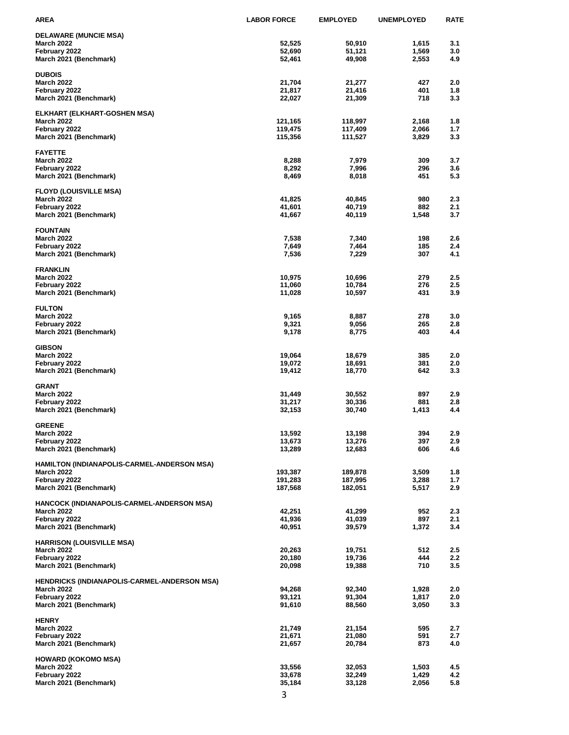| AREA | LABOR FORCE | EMPLOYED | UNEMPLOYED | RATE |
|---|---|---|---|---|
| **DELAWARE (MUNCIE MSA)** | | | | |
| March 2022 | 52,525 | 50,910 | 1,615 | 3.1 |
| February 2022 | 52,690 | 51,121 | 1,569 | 3.0 |
| March 2021 (Benchmark) | 52,461 | 49,908 | 2,553 | 4.9 |
| **DUBOIS** | | | | |
| March 2022 | 21,704 | 21,277 | 427 | 2.0 |
| February 2022 | 21,817 | 21,416 | 401 | 1.8 |
| March 2021 (Benchmark) | 22,027 | 21,309 | 718 | 3.3 |
| **ELKHART (ELKHART-GOSHEN MSA)** | | | | |
| March 2022 | 121,165 | 118,997 | 2,168 | 1.8 |
| February 2022 | 119,475 | 117,409 | 2,066 | 1.7 |
| March 2021 (Benchmark) | 115,356 | 111,527 | 3,829 | 3.3 |
| **FAYETTE** | | | | |
| March 2022 | 8,288 | 7,979 | 309 | 3.7 |
| February 2022 | 8,292 | 7,996 | 296 | 3.6 |
| March 2021 (Benchmark) | 8,469 | 8,018 | 451 | 5.3 |
| **FLOYD (LOUISVILLE MSA)** | | | | |
| March 2022 | 41,825 | 40,845 | 980 | 2.3 |
| February 2022 | 41,601 | 40,719 | 882 | 2.1 |
| March 2021 (Benchmark) | 41,667 | 40,119 | 1,548 | 3.7 |
| **FOUNTAIN** | | | | |
| March 2022 | 7,538 | 7,340 | 198 | 2.6 |
| February 2022 | 7,649 | 7,464 | 185 | 2.4 |
| March 2021 (Benchmark) | 7,536 | 7,229 | 307 | 4.1 |
| **FRANKLIN** | | | | |
| March 2022 | 10,975 | 10,696 | 279 | 2.5 |
| February 2022 | 11,060 | 10,784 | 276 | 2.5 |
| March 2021 (Benchmark) | 11,028 | 10,597 | 431 | 3.9 |
| **FULTON** | | | | |
| March 2022 | 9,165 | 8,887 | 278 | 3.0 |
| February 2022 | 9,321 | 9,056 | 265 | 2.8 |
| March 2021 (Benchmark) | 9,178 | 8,775 | 403 | 4.4 |
| **GIBSON** | | | | |
| March 2022 | 19,064 | 18,679 | 385 | 2.0 |
| February 2022 | 19,072 | 18,691 | 381 | 2.0 |
| March 2021 (Benchmark) | 19,412 | 18,770 | 642 | 3.3 |
| **GRANT** | | | | |
| March 2022 | 31,449 | 30,552 | 897 | 2.9 |
| February 2022 | 31,217 | 30,336 | 881 | 2.8 |
| March 2021 (Benchmark) | 32,153 | 30,740 | 1,413 | 4.4 |
| **GREENE** | | | | |
| March 2022 | 13,592 | 13,198 | 394 | 2.9 |
| February 2022 | 13,673 | 13,276 | 397 | 2.9 |
| March 2021 (Benchmark) | 13,289 | 12,683 | 606 | 4.6 |
| **HAMILTON (INDIANAPOLIS-CARMEL-ANDERSON MSA)** | | | | |
| March 2022 | 193,387 | 189,878 | 3,509 | 1.8 |
| February 2022 | 191,283 | 187,995 | 3,288 | 1.7 |
| March 2021 (Benchmark) | 187,568 | 182,051 | 5,517 | 2.9 |
| **HANCOCK (INDIANAPOLIS-CARMEL-ANDERSON MSA)** | | | | |
| March 2022 | 42,251 | 41,299 | 952 | 2.3 |
| February 2022 | 41,936 | 41,039 | 897 | 2.1 |
| March 2021 (Benchmark) | 40,951 | 39,579 | 1,372 | 3.4 |
| **HARRISON (LOUISVILLE MSA)** | | | | |
| March 2022 | 20,263 | 19,751 | 512 | 2.5 |
| February 2022 | 20,180 | 19,736 | 444 | 2.2 |
| March 2021 (Benchmark) | 20,098 | 19,388 | 710 | 3.5 |
| **HENDRICKS (INDIANAPOLIS-CARMEL-ANDERSON MSA)** | | | | |
| March 2022 | 94,268 | 92,340 | 1,928 | 2.0 |
| February 2022 | 93,121 | 91,304 | 1,817 | 2.0 |
| March 2021 (Benchmark) | 91,610 | 88,560 | 3,050 | 3.3 |
| **HENRY** | | | | |
| March 2022 | 21,749 | 21,154 | 595 | 2.7 |
| February 2022 | 21,671 | 21,080 | 591 | 2.7 |
| March 2021 (Benchmark) | 21,657 | 20,784 | 873 | 4.0 |
| **HOWARD (KOKOMO MSA)** | | | | |
| March 2022 | 33,556 | 32,053 | 1,503 | 4.5 |
| February 2022 | 33,678 | 32,249 | 1,429 | 4.2 |
| March 2021 (Benchmark) | 35,184 | 33,128 | 2,056 | 5.8 |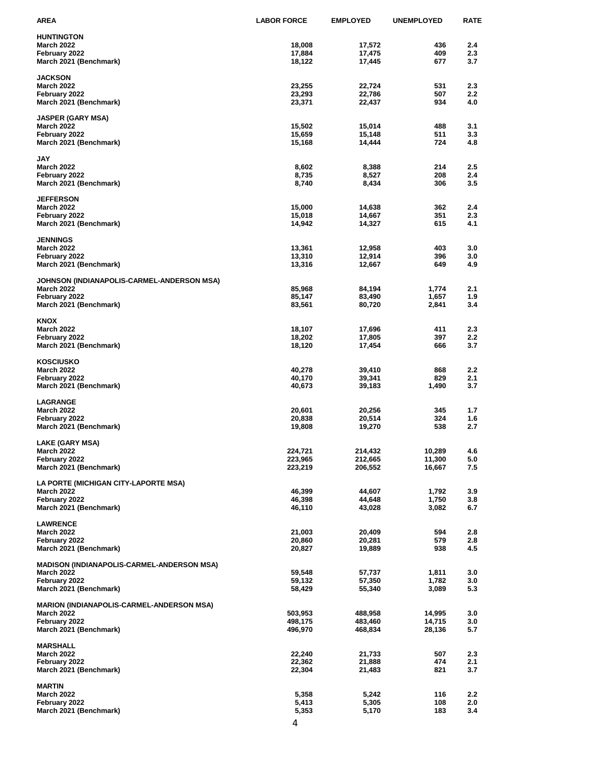| AREA | LABOR FORCE | EMPLOYED | UNEMPLOYED | RATE |
|---|---|---|---|---|
| **HUNTINGTON** | | | | |
| March 2022 | 18,008 | 17,572 | 436 | 2.4 |
| February 2022 | 17,884 | 17,475 | 409 | 2.3 |
| March 2021 (Benchmark) | 18,122 | 17,445 | 677 | 3.7 |
| **JACKSON** | | | | |
| March 2022 | 23,255 | 22,724 | 531 | 2.3 |
| February 2022 | 23,293 | 22,786 | 507 | 2.2 |
| March 2021 (Benchmark) | 23,371 | 22,437 | 934 | 4.0 |
| **JASPER (GARY MSA)** | | | | |
| March 2022 | 15,502 | 15,014 | 488 | 3.1 |
| February 2022 | 15,659 | 15,148 | 511 | 3.3 |
| March 2021 (Benchmark) | 15,168 | 14,444 | 724 | 4.8 |
| **JAY** | | | | |
| March 2022 | 8,602 | 8,388 | 214 | 2.5 |
| February 2022 | 8,735 | 8,527 | 208 | 2.4 |
| March 2021 (Benchmark) | 8,740 | 8,434 | 306 | 3.5 |
| **JEFFERSON** | | | | |
| March 2022 | 15,000 | 14,638 | 362 | 2.4 |
| February 2022 | 15,018 | 14,667 | 351 | 2.3 |
| March 2021 (Benchmark) | 14,942 | 14,327 | 615 | 4.1 |
| **JENNINGS** | | | | |
| March 2022 | 13,361 | 12,958 | 403 | 3.0 |
| February 2022 | 13,310 | 12,914 | 396 | 3.0 |
| March 2021 (Benchmark) | 13,316 | 12,667 | 649 | 4.9 |
| **JOHNSON (INDIANAPOLIS-CARMEL-ANDERSON MSA)** | | | | |
| March 2022 | 85,968 | 84,194 | 1,774 | 2.1 |
| February 2022 | 85,147 | 83,490 | 1,657 | 1.9 |
| March 2021 (Benchmark) | 83,561 | 80,720 | 2,841 | 3.4 |
| **KNOX** | | | | |
| March 2022 | 18,107 | 17,696 | 411 | 2.3 |
| February 2022 | 18,202 | 17,805 | 397 | 2.2 |
| March 2021 (Benchmark) | 18,120 | 17,454 | 666 | 3.7 |
| **KOSCIUSKO** | | | | |
| March 2022 | 40,278 | 39,410 | 868 | 2.2 |
| February 2022 | 40,170 | 39,341 | 829 | 2.1 |
| March 2021 (Benchmark) | 40,673 | 39,183 | 1,490 | 3.7 |
| **LAGRANGE** | | | | |
| March 2022 | 20,601 | 20,256 | 345 | 1.7 |
| February 2022 | 20,838 | 20,514 | 324 | 1.6 |
| March 2021 (Benchmark) | 19,808 | 19,270 | 538 | 2.7 |
| **LAKE (GARY MSA)** | | | | |
| March 2022 | 224,721 | 214,432 | 10,289 | 4.6 |
| February 2022 | 223,965 | 212,665 | 11,300 | 5.0 |
| March 2021 (Benchmark) | 223,219 | 206,552 | 16,667 | 7.5 |
| **LA PORTE (MICHIGAN CITY-LAPORTE MSA)** | | | | |
| March 2022 | 46,399 | 44,607 | 1,792 | 3.9 |
| February 2022 | 46,398 | 44,648 | 1,750 | 3.8 |
| March 2021 (Benchmark) | 46,110 | 43,028 | 3,082 | 6.7 |
| **LAWRENCE** | | | | |
| March 2022 | 21,003 | 20,409 | 594 | 2.8 |
| February 2022 | 20,860 | 20,281 | 579 | 2.8 |
| March 2021 (Benchmark) | 20,827 | 19,889 | 938 | 4.5 |
| **MADISON (INDIANAPOLIS-CARMEL-ANDERSON MSA)** | | | | |
| March 2022 | 59,548 | 57,737 | 1,811 | 3.0 |
| February 2022 | 59,132 | 57,350 | 1,782 | 3.0 |
| March 2021 (Benchmark) | 58,429 | 55,340 | 3,089 | 5.3 |
| **MARION (INDIANAPOLIS-CARMEL-ANDERSON MSA)** | | | | |
| March 2022 | 503,953 | 488,958 | 14,995 | 3.0 |
| February 2022 | 498,175 | 483,460 | 14,715 | 3.0 |
| March 2021 (Benchmark) | 496,970 | 468,834 | 28,136 | 5.7 |
| **MARSHALL** | | | | |
| March 2022 | 22,240 | 21,733 | 507 | 2.3 |
| February 2022 | 22,362 | 21,888 | 474 | 2.1 |
| March 2021 (Benchmark) | 22,304 | 21,483 | 821 | 3.7 |
| **MARTIN** | | | | |
| March 2022 | 5,358 | 5,242 | 116 | 2.2 |
| February 2022 | 5,413 | 5,305 | 108 | 2.0 |
| March 2021 (Benchmark) | 5,353 | 5,170 | 183 | 3.4 |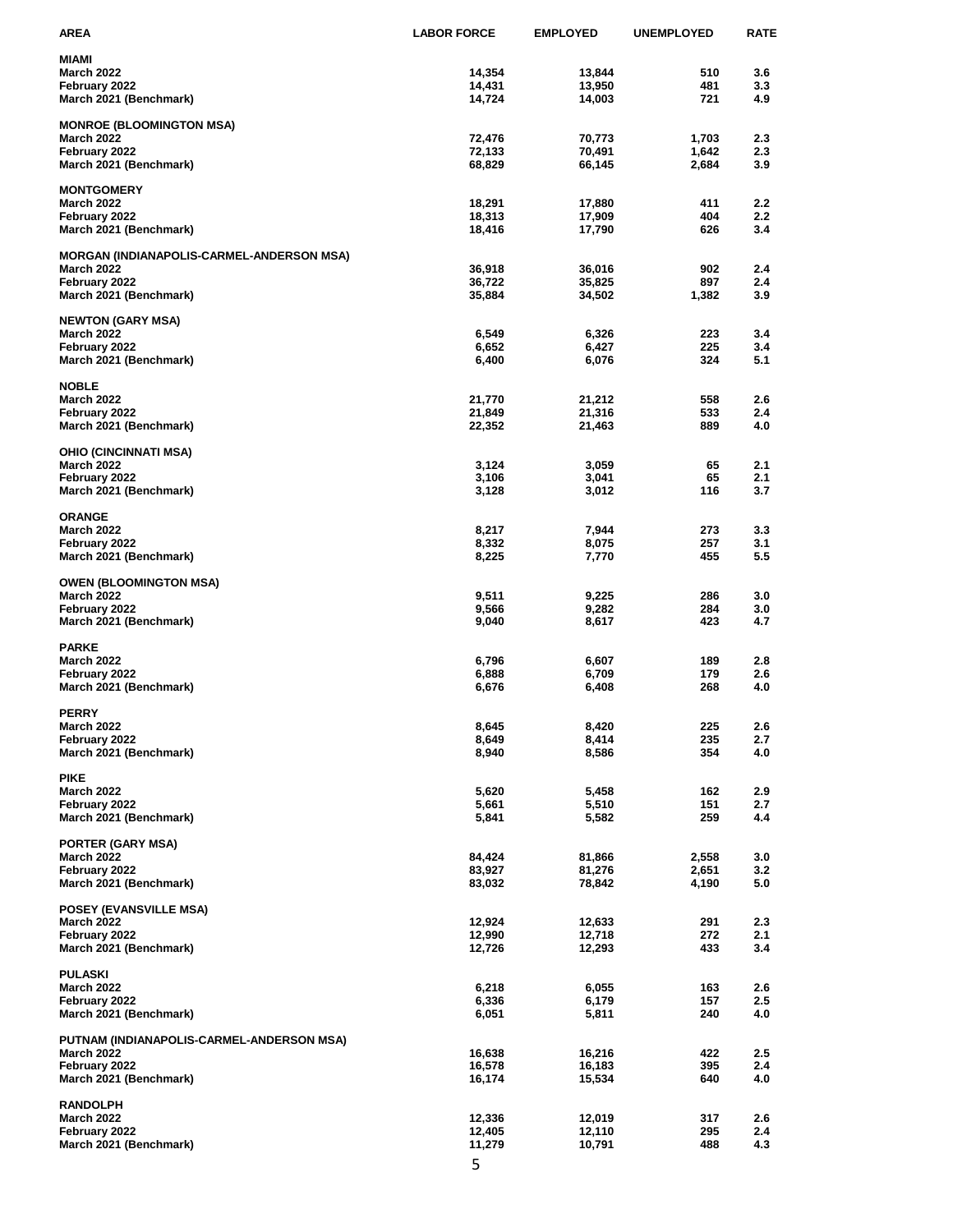| AREA | LABOR FORCE | EMPLOYED | UNEMPLOYED | RATE |
|---|---|---|---|---|
| **MIAMI** | | | | |
| March 2022 | 14,354 | 13,844 | 510 | 3.6 |
| February 2022 | 14,431 | 13,950 | 481 | 3.3 |
| March 2021 (Benchmark) | 14,724 | 14,003 | 721 | 4.9 |
| **MONROE (BLOOMINGTON MSA)** | | | | |
| March 2022 | 72,476 | 70,773 | 1,703 | 2.3 |
| February 2022 | 72,133 | 70,491 | 1,642 | 2.3 |
| March 2021 (Benchmark) | 68,829 | 66,145 | 2,684 | 3.9 |
| **MONTGOMERY** | | | | |
| March 2022 | 18,291 | 17,880 | 411 | 2.2 |
| February 2022 | 18,313 | 17,909 | 404 | 2.2 |
| March 2021 (Benchmark) | 18,416 | 17,790 | 626 | 3.4 |
| **MORGAN (INDIANAPOLIS-CARMEL-ANDERSON MSA)** | | | | |
| March 2022 | 36,918 | 36,016 | 902 | 2.4 |
| February 2022 | 36,722 | 35,825 | 897 | 2.4 |
| March 2021 (Benchmark) | 35,884 | 34,502 | 1,382 | 3.9 |
| **NEWTON (GARY MSA)** | | | | |
| March 2022 | 6,549 | 6,326 | 223 | 3.4 |
| February 2022 | 6,652 | 6,427 | 225 | 3.4 |
| March 2021 (Benchmark) | 6,400 | 6,076 | 324 | 5.1 |
| **NOBLE** | | | | |
| March 2022 | 21,770 | 21,212 | 558 | 2.6 |
| February 2022 | 21,849 | 21,316 | 533 | 2.4 |
| March 2021 (Benchmark) | 22,352 | 21,463 | 889 | 4.0 |
| **OHIO (CINCINNATI MSA)** | | | | |
| March 2022 | 3,124 | 3,059 | 65 | 2.1 |
| February 2022 | 3,106 | 3,041 | 65 | 2.1 |
| March 2021 (Benchmark) | 3,128 | 3,012 | 116 | 3.7 |
| **ORANGE** | | | | |
| March 2022 | 8,217 | 7,944 | 273 | 3.3 |
| February 2022 | 8,332 | 8,075 | 257 | 3.1 |
| March 2021 (Benchmark) | 8,225 | 7,770 | 455 | 5.5 |
| **OWEN (BLOOMINGTON MSA)** | | | | |
| March 2022 | 9,511 | 9,225 | 286 | 3.0 |
| February 2022 | 9,566 | 9,282 | 284 | 3.0 |
| March 2021 (Benchmark) | 9,040 | 8,617 | 423 | 4.7 |
| **PARKE** | | | | |
| March 2022 | 6,796 | 6,607 | 189 | 2.8 |
| February 2022 | 6,888 | 6,709 | 179 | 2.6 |
| March 2021 (Benchmark) | 6,676 | 6,408 | 268 | 4.0 |
| **PERRY** | | | | |
| March 2022 | 8,645 | 8,420 | 225 | 2.6 |
| February 2022 | 8,649 | 8,414 | 235 | 2.7 |
| March 2021 (Benchmark) | 8,940 | 8,586 | 354 | 4.0 |
| **PIKE** | | | | |
| March 2022 | 5,620 | 5,458 | 162 | 2.9 |
| February 2022 | 5,661 | 5,510 | 151 | 2.7 |
| March 2021 (Benchmark) | 5,841 | 5,582 | 259 | 4.4 |
| **PORTER (GARY MSA)** | | | | |
| March 2022 | 84,424 | 81,866 | 2,558 | 3.0 |
| February 2022 | 83,927 | 81,276 | 2,651 | 3.2 |
| March 2021 (Benchmark) | 83,032 | 78,842 | 4,190 | 5.0 |
| **POSEY (EVANSVILLE MSA)** | | | | |
| March 2022 | 12,924 | 12,633 | 291 | 2.3 |
| February 2022 | 12,990 | 12,718 | 272 | 2.1 |
| March 2021 (Benchmark) | 12,726 | 12,293 | 433 | 3.4 |
| **PULASKI** | | | | |
| March 2022 | 6,218 | 6,055 | 163 | 2.6 |
| February 2022 | 6,336 | 6,179 | 157 | 2.5 |
| March 2021 (Benchmark) | 6,051 | 5,811 | 240 | 4.0 |
| **PUTNAM (INDIANAPOLIS-CARMEL-ANDERSON MSA)** | | | | |
| March 2022 | 16,638 | 16,216 | 422 | 2.5 |
| February 2022 | 16,578 | 16,183 | 395 | 2.4 |
| March 2021 (Benchmark) | 16,174 | 15,534 | 640 | 4.0 |
| **RANDOLPH** | | | | |
| March 2022 | 12,336 | 12,019 | 317 | 2.6 |
| February 2022 | 12,405 | 12,110 | 295 | 2.4 |
| March 2021 (Benchmark) | 11,279 | 10,791 | 488 | 4.3 |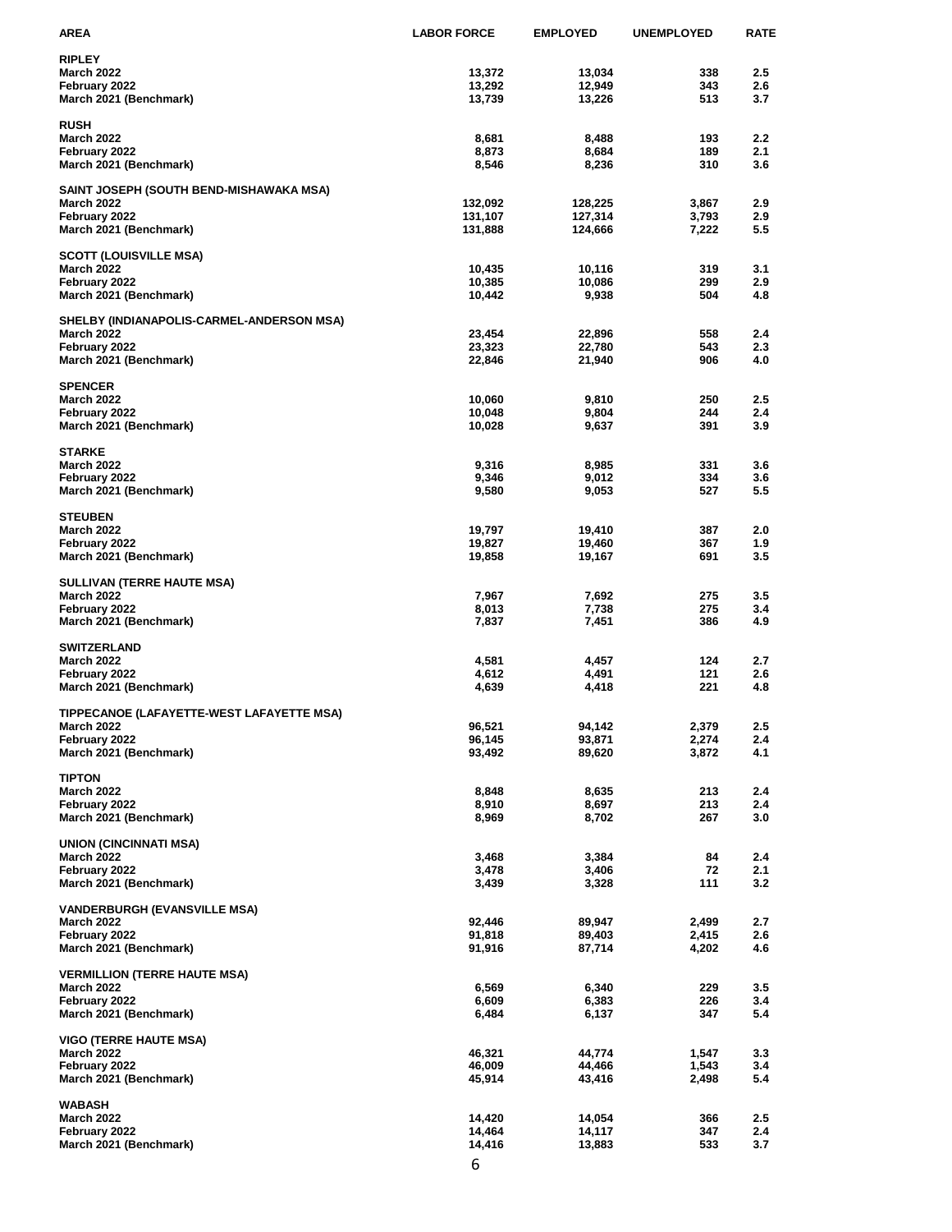| AREA | LABOR FORCE | EMPLOYED | UNEMPLOYED | RATE |
|---|---|---|---|---|
| **RIPLEY** | | | | |
| March 2022 | 13,372 | 13,034 | 338 | 2.5 |
| February 2022 | 13,292 | 12,949 | 343 | 2.6 |
| March 2021 (Benchmark) | 13,739 | 13,226 | 513 | 3.7 |
| **RUSH** | | | | |
| March 2022 | 8,681 | 8,488 | 193 | 2.2 |
| February 2022 | 8,873 | 8,684 | 189 | 2.1 |
| March 2021 (Benchmark) | 8,546 | 8,236 | 310 | 3.6 |
| **SAINT JOSEPH (SOUTH BEND-MISHAWAKA MSA)** | | | | |
| March 2022 | 132,092 | 128,225 | 3,867 | 2.9 |
| February 2022 | 131,107 | 127,314 | 3,793 | 2.9 |
| March 2021 (Benchmark) | 131,888 | 124,666 | 7,222 | 5.5 |
| **SCOTT (LOUISVILLE MSA)** | | | | |
| March 2022 | 10,435 | 10,116 | 319 | 3.1 |
| February 2022 | 10,385 | 10,086 | 299 | 2.9 |
| March 2021 (Benchmark) | 10,442 | 9,938 | 504 | 4.8 |
| **SHELBY (INDIANAPOLIS-CARMEL-ANDERSON MSA)** | | | | |
| March 2022 | 23,454 | 22,896 | 558 | 2.4 |
| February 2022 | 23,323 | 22,780 | 543 | 2.3 |
| March 2021 (Benchmark) | 22,846 | 21,940 | 906 | 4.0 |
| **SPENCER** | | | | |
| March 2022 | 10,060 | 9,810 | 250 | 2.5 |
| February 2022 | 10,048 | 9,804 | 244 | 2.4 |
| March 2021 (Benchmark) | 10,028 | 9,637 | 391 | 3.9 |
| **STARKE** | | | | |
| March 2022 | 9,316 | 8,985 | 331 | 3.6 |
| February 2022 | 9,346 | 9,012 | 334 | 3.6 |
| March 2021 (Benchmark) | 9,580 | 9,053 | 527 | 5.5 |
| **STEUBEN** | | | | |
| March 2022 | 19,797 | 19,410 | 387 | 2.0 |
| February 2022 | 19,827 | 19,460 | 367 | 1.9 |
| March 2021 (Benchmark) | 19,858 | 19,167 | 691 | 3.5 |
| **SULLIVAN (TERRE HAUTE MSA)** | | | | |
| March 2022 | 7,967 | 7,692 | 275 | 3.5 |
| February 2022 | 8,013 | 7,738 | 275 | 3.4 |
| March 2021 (Benchmark) | 7,837 | 7,451 | 386 | 4.9 |
| **SWITZERLAND** | | | | |
| March 2022 | 4,581 | 4,457 | 124 | 2.7 |
| February 2022 | 4,612 | 4,491 | 121 | 2.6 |
| March 2021 (Benchmark) | 4,639 | 4,418 | 221 | 4.8 |
| **TIPPECANOE (LAFAYETTE-WEST LAFAYETTE MSA)** | | | | |
| March 2022 | 96,521 | 94,142 | 2,379 | 2.5 |
| February 2022 | 96,145 | 93,871 | 2,274 | 2.4 |
| March 2021 (Benchmark) | 93,492 | 89,620 | 3,872 | 4.1 |
| **TIPTON** | | | | |
| March 2022 | 8,848 | 8,635 | 213 | 2.4 |
| February 2022 | 8,910 | 8,697 | 213 | 2.4 |
| March 2021 (Benchmark) | 8,969 | 8,702 | 267 | 3.0 |
| **UNION (CINCINNATI MSA)** | | | | |
| March 2022 | 3,468 | 3,384 | 84 | 2.4 |
| February 2022 | 3,478 | 3,406 | 72 | 2.1 |
| March 2021 (Benchmark) | 3,439 | 3,328 | 111 | 3.2 |
| **VANDERBURGH (EVANSVILLE MSA)** | | | | |
| March 2022 | 92,446 | 89,947 | 2,499 | 2.7 |
| February 2022 | 91,818 | 89,403 | 2,415 | 2.6 |
| March 2021 (Benchmark) | 91,916 | 87,714 | 4,202 | 4.6 |
| **VERMILLION (TERRE HAUTE MSA)** | | | | |
| March 2022 | 6,569 | 6,340 | 229 | 3.5 |
| February 2022 | 6,609 | 6,383 | 226 | 3.4 |
| March 2021 (Benchmark) | 6,484 | 6,137 | 347 | 5.4 |
| **VIGO (TERRE HAUTE MSA)** | | | | |
| March 2022 | 46,321 | 44,774 | 1,547 | 3.3 |
| February 2022 | 46,009 | 44,466 | 1,543 | 3.4 |
| March 2021 (Benchmark) | 45,914 | 43,416 | 2,498 | 5.4 |
| **WABASH** | | | | |
| March 2022 | 14,420 | 14,054 | 366 | 2.5 |
| February 2022 | 14,464 | 14,117 | 347 | 2.4 |
| March 2021 (Benchmark) | 14,416 | 13,883 | 533 | 3.7 |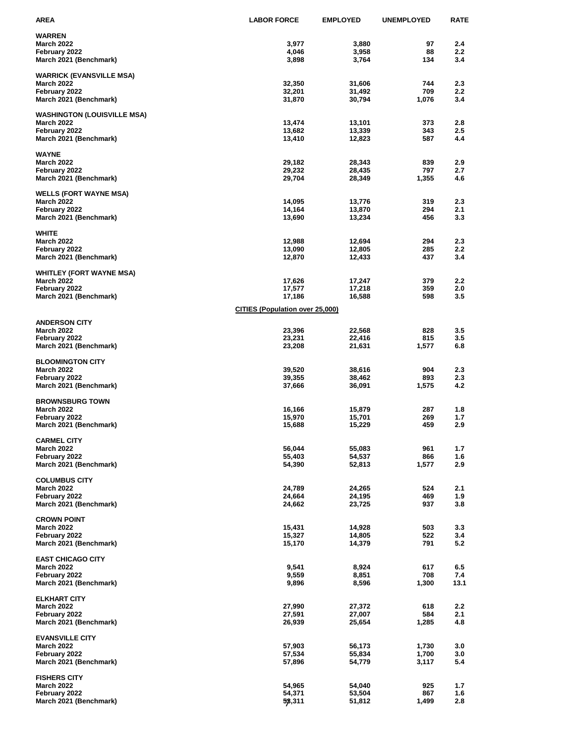| AREA | LABOR FORCE | EMPLOYED | UNEMPLOYED | RATE |
|---|---|---|---|---|
| **WARREN** | | | | |
| March 2022 | 3,977 | 3,880 | 97 | 2.4 |
| February 2022 | 4,046 | 3,958 | 88 | 2.2 |
| March 2021 (Benchmark) | 3,898 | 3,764 | 134 | 3.4 |
| **WARRICK (EVANSVILLE MSA)** | | | | |
| March 2022 | 32,350 | 31,606 | 744 | 2.3 |
| February 2022 | 32,201 | 31,492 | 709 | 2.2 |
| March 2021 (Benchmark) | 31,870 | 30,794 | 1,076 | 3.4 |
| **WASHINGTON (LOUISVILLE MSA)** | | | | |
| March 2022 | 13,474 | 13,101 | 373 | 2.8 |
| February 2022 | 13,682 | 13,339 | 343 | 2.5 |
| March 2021 (Benchmark) | 13,410 | 12,823 | 587 | 4.4 |
| **WAYNE** | | | | |
| March 2022 | 29,182 | 28,343 | 839 | 2.9 |
| February 2022 | 29,232 | 28,435 | 797 | 2.7 |
| March 2021 (Benchmark) | 29,704 | 28,349 | 1,355 | 4.6 |
| **WELLS (FORT WAYNE MSA)** | | | | |
| March 2022 | 14,095 | 13,776 | 319 | 2.3 |
| February 2022 | 14,164 | 13,870 | 294 | 2.1 |
| March 2021 (Benchmark) | 13,690 | 13,234 | 456 | 3.3 |
| **WHITE** | | | | |
| March 2022 | 12,988 | 12,694 | 294 | 2.3 |
| February 2022 | 13,090 | 12,805 | 285 | 2.2 |
| March 2021 (Benchmark) | 12,870 | 12,433 | 437 | 3.4 |
| **WHITLEY (FORT WAYNE MSA)** | | | | |
| March 2022 | 17,626 | 17,247 | 379 | 2.2 |
| February 2022 | 17,577 | 17,218 | 359 | 2.0 |
| March 2021 (Benchmark) | 17,186 | 16,588 | 598 | 3.5 |
| | **CITIES (Population over 25,000)** | | | |
| **ANDERSON CITY** | | | | |
| March 2022 | 23,396 | 22,568 | 828 | 3.5 |
| February 2022 | 23,231 | 22,416 | 815 | 3.5 |
| March 2021 (Benchmark) | 23,208 | 21,631 | 1,577 | 6.8 |
| **BLOOMINGTON CITY** | | | | |
| March 2022 | 39,520 | 38,616 | 904 | 2.3 |
| February 2022 | 39,355 | 38,462 | 893 | 2.3 |
| March 2021 (Benchmark) | 37,666 | 36,091 | 1,575 | 4.2 |
| **BROWNSBURG TOWN** | | | | |
| March 2022 | 16,166 | 15,879 | 287 | 1.8 |
| February 2022 | 15,970 | 15,701 | 269 | 1.7 |
| March 2021 (Benchmark) | 15,688 | 15,229 | 459 | 2.9 |
| **CARMEL CITY** | | | | |
| March 2022 | 56,044 | 55,083 | 961 | 1.7 |
| February 2022 | 55,403 | 54,537 | 866 | 1.6 |
| March 2021 (Benchmark) | 54,390 | 52,813 | 1,577 | 2.9 |
| **COLUMBUS CITY** | | | | |
| March 2022 | 24,789 | 24,265 | 524 | 2.1 |
| February 2022 | 24,664 | 24,195 | 469 | 1.9 |
| March 2021 (Benchmark) | 24,662 | 23,725 | 937 | 3.8 |
| **CROWN POINT** | | | | |
| March 2022 | 15,431 | 14,928 | 503 | 3.3 |
| February 2022 | 15,327 | 14,805 | 522 | 3.4 |
| March 2021 (Benchmark) | 15,170 | 14,379 | 791 | 5.2 |
| **EAST CHICAGO CITY** | | | | |
| March 2022 | 9,541 | 8,924 | 617 | 6.5 |
| February 2022 | 9,559 | 8,851 | 708 | 7.4 |
| March 2021 (Benchmark) | 9,896 | 8,596 | 1,300 | 13.1 |
| **ELKHART CITY** | | | | |
| March 2022 | 27,990 | 27,372 | 618 | 2.2 |
| February 2022 | 27,591 | 27,007 | 584 | 2.1 |
| March 2021 (Benchmark) | 26,939 | 25,654 | 1,285 | 4.8 |
| **EVANSVILLE CITY** | | | | |
| March 2022 | 57,903 | 56,173 | 1,730 | 3.0 |
| February 2022 | 57,534 | 55,834 | 1,700 | 3.0 |
| March 2021 (Benchmark) | 57,896 | 54,779 | 3,117 | 5.4 |
| **FISHERS CITY** | | | | |
| March 2022 | 54,965 | 54,040 | 925 | 1.7 |
| February 2022 | 54,371 | 53,504 | 867 | 1.6 |
| March 2021 (Benchmark) | 53,311 | 51,812 | 1,499 | 2.8 |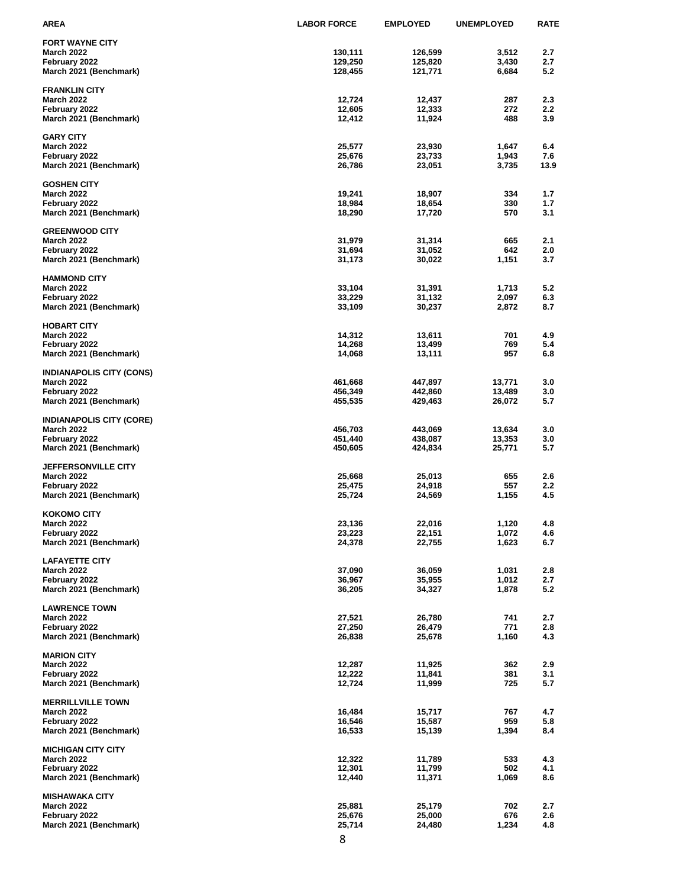| AREA | LABOR FORCE | EMPLOYED | UNEMPLOYED | RATE |
|---|---|---|---|---|
| **FORT WAYNE CITY** | | | | |
| March 2022 | 130,111 | 126,599 | 3,512 | 2.7 |
| February 2022 | 129,250 | 125,820 | 3,430 | 2.7 |
| March 2021 (Benchmark) | 128,455 | 121,771 | 6,684 | 5.2 |
| **FRANKLIN CITY** | | | | |
| March 2022 | 12,724 | 12,437 | 287 | 2.3 |
| February 2022 | 12,605 | 12,333 | 272 | 2.2 |
| March 2021 (Benchmark) | 12,412 | 11,924 | 488 | 3.9 |
| **GARY CITY** | | | | |
| March 2022 | 25,577 | 23,930 | 1,647 | 6.4 |
| February 2022 | 25,676 | 23,733 | 1,943 | 7.6 |
| March 2021 (Benchmark) | 26,786 | 23,051 | 3,735 | 13.9 |
| **GOSHEN CITY** | | | | |
| March 2022 | 19,241 | 18,907 | 334 | 1.7 |
| February 2022 | 18,984 | 18,654 | 330 | 1.7 |
| March 2021 (Benchmark) | 18,290 | 17,720 | 570 | 3.1 |
| **GREENWOOD CITY** | | | | |
| March 2022 | 31,979 | 31,314 | 665 | 2.1 |
| February 2022 | 31,694 | 31,052 | 642 | 2.0 |
| March 2021 (Benchmark) | 31,173 | 30,022 | 1,151 | 3.7 |
| **HAMMOND CITY** | | | | |
| March 2022 | 33,104 | 31,391 | 1,713 | 5.2 |
| February 2022 | 33,229 | 31,132 | 2,097 | 6.3 |
| March 2021 (Benchmark) | 33,109 | 30,237 | 2,872 | 8.7 |
| **HOBART CITY** | | | | |
| March 2022 | 14,312 | 13,611 | 701 | 4.9 |
| February 2022 | 14,268 | 13,499 | 769 | 5.4 |
| March 2021 (Benchmark) | 14,068 | 13,111 | 957 | 6.8 |
| **INDIANAPOLIS CITY (CONS)** | | | | |
| March 2022 | 461,668 | 447,897 | 13,771 | 3.0 |
| February 2022 | 456,349 | 442,860 | 13,489 | 3.0 |
| March 2021 (Benchmark) | 455,535 | 429,463 | 26,072 | 5.7 |
| **INDIANAPOLIS CITY (CORE)** | | | | |
| March 2022 | 456,703 | 443,069 | 13,634 | 3.0 |
| February 2022 | 451,440 | 438,087 | 13,353 | 3.0 |
| March 2021 (Benchmark) | 450,605 | 424,834 | 25,771 | 5.7 |
| **JEFFERSONVILLE CITY** | | | | |
| March 2022 | 25,668 | 25,013 | 655 | 2.6 |
| February 2022 | 25,475 | 24,918 | 557 | 2.2 |
| March 2021 (Benchmark) | 25,724 | 24,569 | 1,155 | 4.5 |
| **KOKOMO CITY** | | | | |
| March 2022 | 23,136 | 22,016 | 1,120 | 4.8 |
| February 2022 | 23,223 | 22,151 | 1,072 | 4.6 |
| March 2021 (Benchmark) | 24,378 | 22,755 | 1,623 | 6.7 |
| **LAFAYETTE CITY** | | | | |
| March 2022 | 37,090 | 36,059 | 1,031 | 2.8 |
| February 2022 | 36,967 | 35,955 | 1,012 | 2.7 |
| March 2021 (Benchmark) | 36,205 | 34,327 | 1,878 | 5.2 |
| **LAWRENCE TOWN** | | | | |
| March 2022 | 27,521 | 26,780 | 741 | 2.7 |
| February 2022 | 27,250 | 26,479 | 771 | 2.8 |
| March 2021 (Benchmark) | 26,838 | 25,678 | 1,160 | 4.3 |
| **MARION CITY** | | | | |
| March 2022 | 12,287 | 11,925 | 362 | 2.9 |
| February 2022 | 12,222 | 11,841 | 381 | 3.1 |
| March 2021 (Benchmark) | 12,724 | 11,999 | 725 | 5.7 |
| **MERRILLVILLE TOWN** | | | | |
| March 2022 | 16,484 | 15,717 | 767 | 4.7 |
| February 2022 | 16,546 | 15,587 | 959 | 5.8 |
| March 2021 (Benchmark) | 16,533 | 15,139 | 1,394 | 8.4 |
| **MICHIGAN CITY CITY** | | | | |
| March 2022 | 12,322 | 11,789 | 533 | 4.3 |
| February 2022 | 12,301 | 11,799 | 502 | 4.1 |
| March 2021 (Benchmark) | 12,440 | 11,371 | 1,069 | 8.6 |
| **MISHAWAKA CITY** | | | | |
| March 2022 | 25,881 | 25,179 | 702 | 2.7 |
| February 2022 | 25,676 | 25,000 | 676 | 2.6 |
| March 2021 (Benchmark) | 25,714 | 24,480 | 1,234 | 4.8 |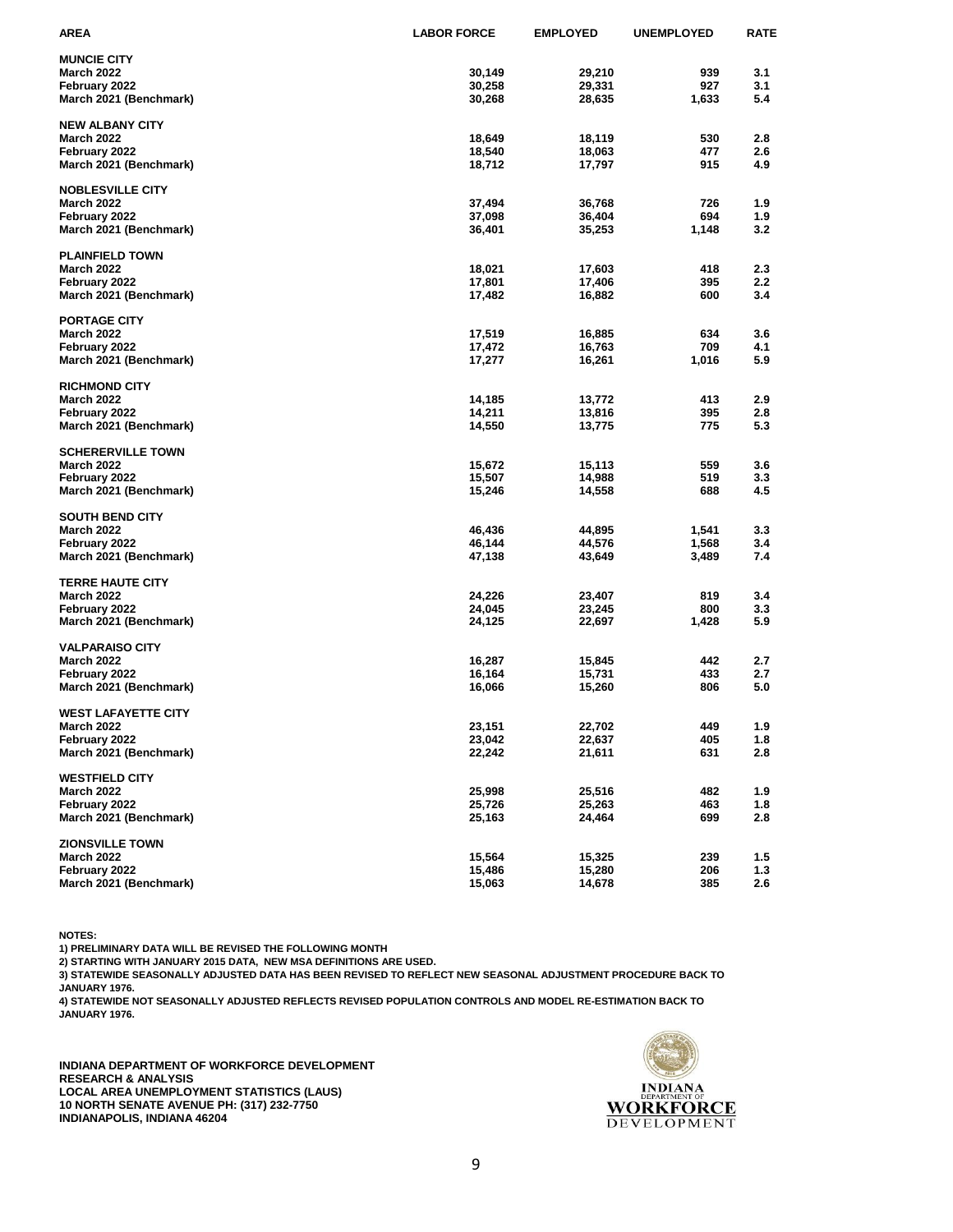| AREA | LABOR FORCE | EMPLOYED | UNEMPLOYED | RATE |
|---|---|---|---|---|
| **MUNCIE CITY** | | | | |
| March 2022 | 30,149 | 29,210 | 939 | 3.1 |
| February 2022 | 30,258 | 29,331 | 927 | 3.1 |
| March 2021 (Benchmark) | 30,268 | 28,635 | 1,633 | 5.4 |
| **NEW ALBANY CITY** | | | | |
| March 2022 | 18,649 | 18,119 | 530 | 2.8 |
| February 2022 | 18,540 | 18,063 | 477 | 2.6 |
| March 2021 (Benchmark) | 18,712 | 17,797 | 915 | 4.9 |
| **NOBLESVILLE CITY** | | | | |
| March 2022 | 37,494 | 36,768 | 726 | 1.9 |
| February 2022 | 37,098 | 36,404 | 694 | 1.9 |
| March 2021 (Benchmark) | 36,401 | 35,253 | 1,148 | 3.2 |
| **PLAINFIELD TOWN** | | | | |
| March 2022 | 18,021 | 17,603 | 418 | 2.3 |
| February 2022 | 17,801 | 17,406 | 395 | 2.2 |
| March 2021 (Benchmark) | 17,482 | 16,882 | 600 | 3.4 |
| **PORTAGE CITY** | | | | |
| March 2022 | 17,519 | 16,885 | 634 | 3.6 |
| February 2022 | 17,472 | 16,763 | 709 | 4.1 |
| March 2021 (Benchmark) | 17,277 | 16,261 | 1,016 | 5.9 |
| **RICHMOND CITY** | | | | |
| March 2022 | 14,185 | 13,772 | 413 | 2.9 |
| February 2022 | 14,211 | 13,816 | 395 | 2.8 |
| March 2021 (Benchmark) | 14,550 | 13,775 | 775 | 5.3 |
| **SCHERERVILLE TOWN** | | | | |
| March 2022 | 15,672 | 15,113 | 559 | 3.6 |
| February 2022 | 15,507 | 14,988 | 519 | 3.3 |
| March 2021 (Benchmark) | 15,246 | 14,558 | 688 | 4.5 |
| **SOUTH BEND CITY** | | | | |
| March 2022 | 46,436 | 44,895 | 1,541 | 3.3 |
| February 2022 | 46,144 | 44,576 | 1,568 | 3.4 |
| March 2021 (Benchmark) | 47,138 | 43,649 | 3,489 | 7.4 |
| **TERRE HAUTE CITY** | | | | |
| March 2022 | 24,226 | 23,407 | 819 | 3.4 |
| February 2022 | 24,045 | 23,245 | 800 | 3.3 |
| March 2021 (Benchmark) | 24,125 | 22,697 | 1,428 | 5.9 |
| **VALPARAISO CITY** | | | | |
| March 2022 | 16,287 | 15,845 | 442 | 2.7 |
| February 2022 | 16,164 | 15,731 | 433 | 2.7 |
| March 2021 (Benchmark) | 16,066 | 15,260 | 806 | 5.0 |
| **WEST LAFAYETTE CITY** | | | | |
| March 2022 | 23,151 | 22,702 | 449 | 1.9 |
| February 2022 | 23,042 | 22,637 | 405 | 1.8 |
| March 2021 (Benchmark) | 22,242 | 21,611 | 631 | 2.8 |
| **WESTFIELD CITY** | | | | |
| March 2022 | 25,998 | 25,516 | 482 | 1.9 |
| February 2022 | 25,726 | 25,263 | 463 | 1.8 |
| March 2021 (Benchmark) | 25,163 | 24,464 | 699 | 2.8 |
| **ZIONSVILLE TOWN** | | | | |
| March 2022 | 15,564 | 15,325 | 239 | 1.5 |
| February 2022 | 15,486 | 15,280 | 206 | 1.3 |
| March 2021 (Benchmark) | 15,063 | 14,678 | 385 | 2.6 |

**NOTES:**

1) PRELIMINARY DATA WILL BE REVISED THE FOLLOWING MONTH
2) STARTING WITH JANUARY 2015 DATA, NEW MSA DEFINITIONS ARE USED.
3) STATEWIDE SEASONALLY ADJUSTED DATA HAS BEEN REVISED TO REFLECT NEW SEASONAL ADJUSTMENT PROCEDURE BACK TO JANUARY 1976.
4) STATEWIDE NOT SEASONALLY ADJUSTED REFLECTS REVISED POPULATION CONTROLS AND MODEL RE-ESTIMATION BACK TO JANUARY 1976.

INDIANA DEPARTMENT OF WORKFORCE DEVELOPMENT
RESEARCH & ANALYSIS
LOCAL AREA UNEMPLOYMENT STATISTICS (LAUS)
10 NORTH SENATE AVENUE PH: (317) 232-7750
INDIANAPOLIS, INDIANA 46204

INDIANA DEPARTMENT OF WORKFORCE DEVELOPMENT